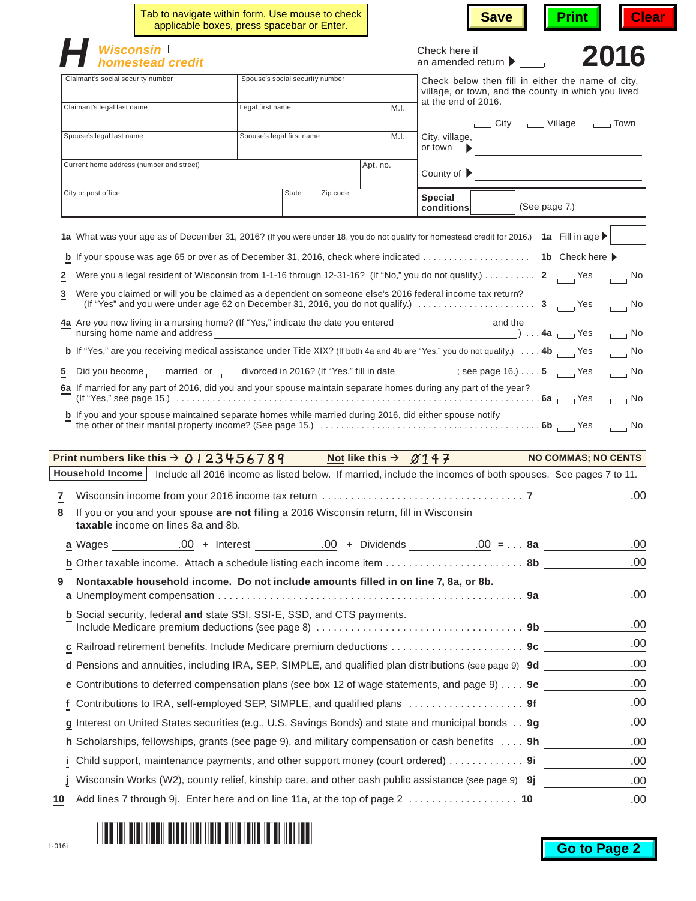Tab to navigate within form. Use mouse to check applicable boxes, press spacebar or Enter.

Save | Print | Clear

# H Wisconsin homestead credit

Check here if an amended return ▶ ☐

**2016**

| Claimant's social security number | Spouse's social security number | |
|---|---|---|
| Claimant's legal last name | Legal first name | M.I. |
| Spouse's legal last name | Spouse's legal first name | M.I. |
| Current home address (number and street) | | Apt. no. |
| City or post office | State | Zip code |

Check below then fill in either the name of city, village, or town, and the county in which you lived at the end of 2016.

☐ City ☐ Village ☐ Town

City, village, or town ▶ ______________________

County of ▶ ______________________

**Special conditions** ☐ (See page 7.)

**1a** What was your age as of December 31, 2016? (If you were under 18, you do not qualify for homestead credit for 2016.) **1a** Fill in age ▶ ☐

**b** If your spouse was age 65 or over as of December 31, 2016, check where indicated . . . . . . . . . . . . . . . . . . . . . **1b** Check here ▶ ☐

**2** Were you a legal resident of Wisconsin from 1-1-16 through 12-31-16? (If "No," you do not qualify.) . . . . . . . . . . **2** ☐ Yes ☐ No

**3** Were you claimed or will you be claimed as a dependent on someone else's 2016 federal income tax return? (If "Yes" and you were under age 62 on December 31, 2016, you do not qualify.) . . . . . . . . . . . . . . . . . . . . . . . **3** ☐ Yes ☐ No

**4a** Are you now living in a nursing home? (If "Yes," indicate the date you entered ________________ and the nursing home name and address ______________________________________________ ) . . . **4a** ☐ Yes ☐ No

**b** If "Yes," are you receiving medical assistance under Title XIX? (If both 4a and 4b are "Yes," you do not qualify.) . . . . **4b** ☐ Yes ☐ No

**5** Did you become ☐ married or ☐ divorced in 2016? (If "Yes," fill in date ____________; see page 16.) . . . . **5** ☐ Yes ☐ No

**6a** If married for any part of 2016, did you and your spouse maintain separate homes during any part of the year? (If "Yes," see page 15.) . . . . . . . . . . . . . . . . . . . . . . . . . . . . . . . . . . . . . . . . . . . . . . . . . . . . . . . . . . . . . . . . . **6a** ☐ Yes ☐ No

**b** If you and your spouse maintained separate homes while married during 2016, did either spouse notify the other of their marital property income? (See page 15.) . . . . . . . . . . . . . . . . . . . . . . . . . . . . . . . . . . . . . . . . . . . **6b** ☐ Yes ☐ No

**Print numbers like this →** 0123456789 **Not like this →** Ø147 **NO COMMAS; NO CENTS**

## Household Income

Include all 2016 income as listed below. If married, include the incomes of both spouses. See pages 7 to 11.

**7** Wisconsin income from your 2016 income tax return . . . . . . . . . . . . . . . . . . . . . . . . . . . . . . . . . . . **7** ________ .00

**8** If you or you and your spouse **are not filing** a 2016 Wisconsin return, fill in Wisconsin **taxable** income on lines 8a and 8b.

**a** Wages ________ .00 + Interest ________ .00 + Dividends ________ .00 = . . . **8a** ________ .00

**b** Other taxable income. Attach a schedule listing each income item . . . . . . . . . . . . . . . . . . . . . . . . **8b** ________ .00

**9 Nontaxable household income. Do not include amounts filled in on line 7, 8a, or 8b.**

**a** Unemployment compensation . . . . . . . . . . . . . . . . . . . . . . . . . . . . . . . . . . . . . . . . . . . . . . . . . . . . . **9a** ________ .00

**b** Social security, federal **and** state SSI, SSI-E, SSD, and CTS payments. Include Medicare premium deductions (see page 8) . . . . . . . . . . . . . . . . . . . . . . . . . . . . . . . . . . . . **9b** ________ .00

**c** Railroad retirement benefits. Include Medicare premium deductions . . . . . . . . . . . . . . . . . . . . . . . **9c** ________ .00

**d** Pensions and annuities, including IRA, SEP, SIMPLE, and qualified plan distributions (see page 9) **9d** ________ .00

**e** Contributions to deferred compensation plans (see box 12 of wage statements, and page 9) . . . . **9e** ________ .00

**f** Contributions to IRA, self-employed SEP, SIMPLE, and qualified plans . . . . . . . . . . . . . . . . . . . . **9f** ________ .00

**g** Interest on United States securities (e.g., U.S. Savings Bonds) and state and municipal bonds . . **9g** ________ .00

**h** Scholarships, fellowships, grants (see page 9), and military compensation or cash benefits . . . . **9h** ________ .00

**i** Child support, maintenance payments, and other support money (court ordered) . . . . . . . . . . . . . **9i** ________ .00

**j** Wisconsin Works (W2), county relief, kinship care, and other cash public assistance (see page 9) **9j** ________ .00

**10** Add lines 7 through 9j. Enter here and on line 11a, at the top of page 2 . . . . . . . . . . . . . . . . . . . **10** ________ .00

I-016i

Go to Page 2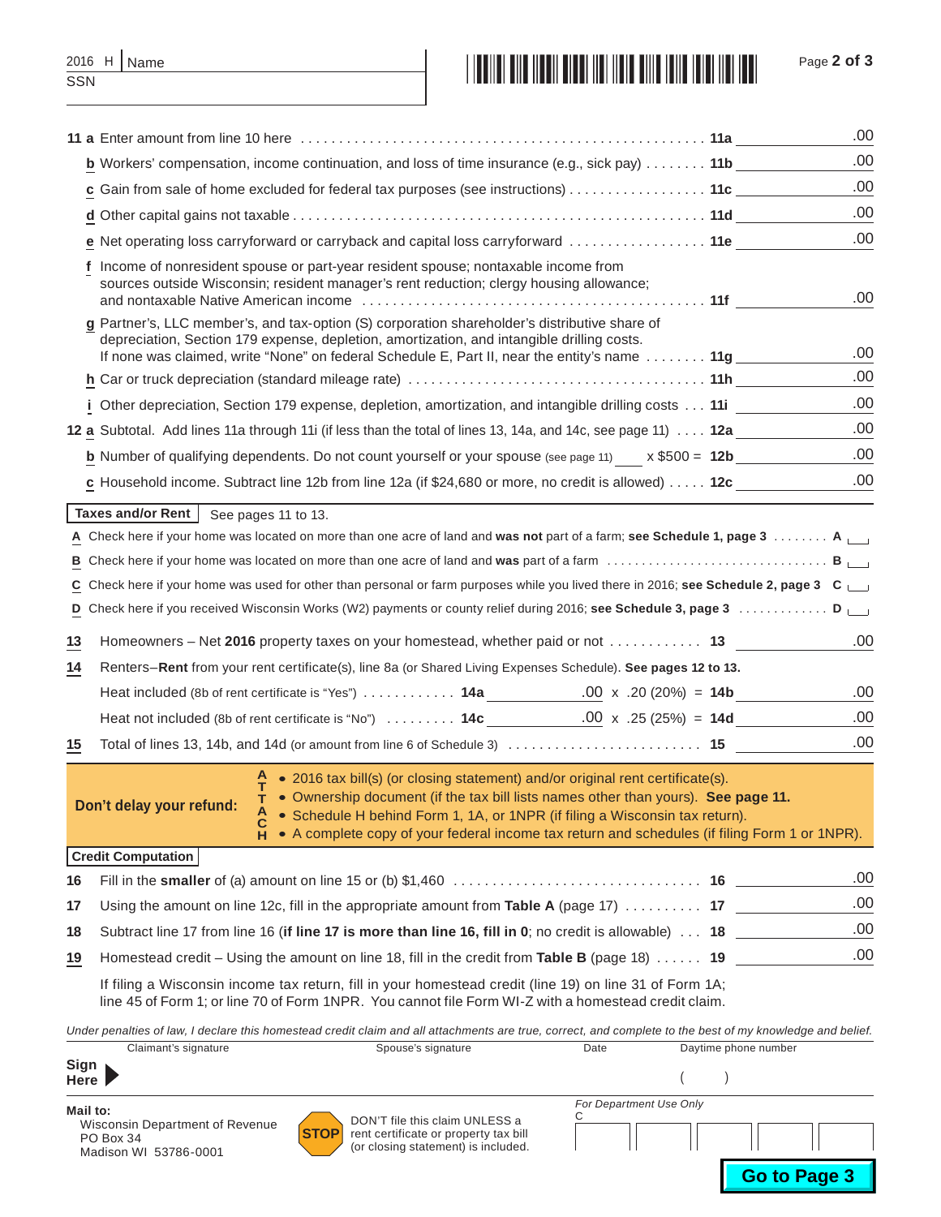2016 H Name

SSN

**11 a** Enter amount from line 10 here . . . . . . . . . . . . . . . . . . . . . . . . . . . . . . . . . . . . . . . . . . . . . . . . . . . **11a** .00

**b** Workers' compensation, income continuation, and loss of time insurance (e.g., sick pay) . . . . . . . . **11b** .00

**c** Gain from sale of home excluded for federal tax purposes (see instructions) . . . . . . . . . . . . . . . . . . **11c** .00

**d** Other capital gains not taxable . . . . . . . . . . . . . . . . . . . . . . . . . . . . . . . . . . . . . . . . . . . . . . . . . . . . **11d** .00

**e** Net operating loss carryforward or carryback and capital loss carryforward . . . . . . . . . . . . . . . . . . **11e** .00

**f** Income of nonresident spouse or part-year resident spouse; nontaxable income from sources outside Wisconsin; resident manager's rent reduction; clergy housing allowance; and nontaxable Native American income . . . . . . . . . . . . . . . . . . . . . . . . . . . . . . . . . . . . . . . . . . . . **11f** .00

**g** Partner's, LLC member's, and tax-option (S) corporation shareholder's distributive share of depreciation, Section 179 expense, depletion, amortization, and intangible drilling costs. If none was claimed, write "None" on federal Schedule E, Part II, near the entity's name . . . . . . . . **11g** .00

**h** Car or truck depreciation (standard mileage rate) . . . . . . . . . . . . . . . . . . . . . . . . . . . . . . . . . . . . . **11h** .00

**i** Other depreciation, Section 179 expense, depletion, amortization, and intangible drilling costs . . . **11i** .00

**12 a** Subtotal. Add lines 11a through 11i (if less than the total of lines 13, 14a, and 14c, see page 11) . . . . **12a** .00

**b** Number of qualifying dependents. Do not count yourself or your spouse (see page 11) ____ x $500 = **12b** .00

**c** Household income. Subtract line 12b from line 12a (if $24,680 or more, no credit is allowed) . . . . . **12c** .00

**Taxes and/or Rent** See pages 11 to 13.

**A** Check here if your home was located on more than one acre of land and **was not** part of a farm; **see Schedule 1, page 3** . . . . . . . . **A** ☐

**B** Check here if your home was located on more than one acre of land and **was** part of a farm . . . . . . . . . . . . . . . . . . . . . . . . . . . . . . . **B** ☐

**C** Check here if your home was used for other than personal or farm purposes while you lived there in 2016; **see Schedule 2, page 3** **C** ☐

**D** Check here if you received Wisconsin Works (W2) payments or county relief during 2016; **see Schedule 3, page 3** . . . . . . . . . . . . . **D** ☐

**13** Homeowners – Net **2016** property taxes on your homestead, whether paid or not . . . . . . . . . . . . **13** .00

**14** Renters–**Rent** from your rent certificate(s), line 8a (or Shared Living Expenses Schedule). **See pages 12 to 13.**

Heat included (8b of rent certificate is "Yes") . . . . . . . . . . . . **14a** .00 x .20 (20%) = **14b** .00

Heat not included (8b of rent certificate is "No") . . . . . . . . . **14c** .00 x .25 (25%) = **14d** .00

**15** Total of lines 13, 14b, and 14d (or amount from line 6 of Schedule 3) . . . . . . . . . . . . . . . . . . . . . . . . . **15** .00

**Don't delay your refund:** ATTACH
- 2016 tax bill(s) (or closing statement) and/or original rent certificate(s).
- Ownership document (if the tax bill lists names other than yours). **See page 11.**
- Schedule H behind Form 1, 1A, or 1NPR (if filing a Wisconsin tax return).
- A complete copy of your federal income tax return and schedules (if filing Form 1 or 1NPR).

**Credit Computation**

**16** Fill in the **smaller** of (a) amount on line 15 or (b) $1,460 . . . . . . . . . . . . . . . . . . . . . . . . . . . . . . . **16** .00

**17** Using the amount on line 12c, fill in the appropriate amount from **Table A** (page 17) . . . . . . . . . . **17** .00

**18** Subtract line 17 from line 16 (**if line 17 is more than line 16, fill in 0**; no credit is allowable) . . . **18** .00

**19** Homestead credit – Using the amount on line 18, fill in the credit from **Table B** (page 18) . . . . . . **19** .00

If filing a Wisconsin income tax return, fill in your homestead credit (line 19) on line 31 of Form 1A; line 45 of Form 1; or line 70 of Form 1NPR. You cannot file Form WI-Z with a homestead credit claim.

*Under penalties of law, I declare this homestead credit claim and all attachments are true, correct, and complete to the best of my knowledge and belief.*

| **Sign Here** | Claimant's signature | Spouse's signature | Date | Daytime phone number ( ) |
|---|---|---|---|---|

**Mail to:**
Wisconsin Department of Revenue
PO Box 34
Madison WI 53786-0001

**STOP** DON'T file this claim UNLESS a rent certificate or property tax bill (or closing statement) is included.

*For Department Use Only*
C

**Go to Page 3**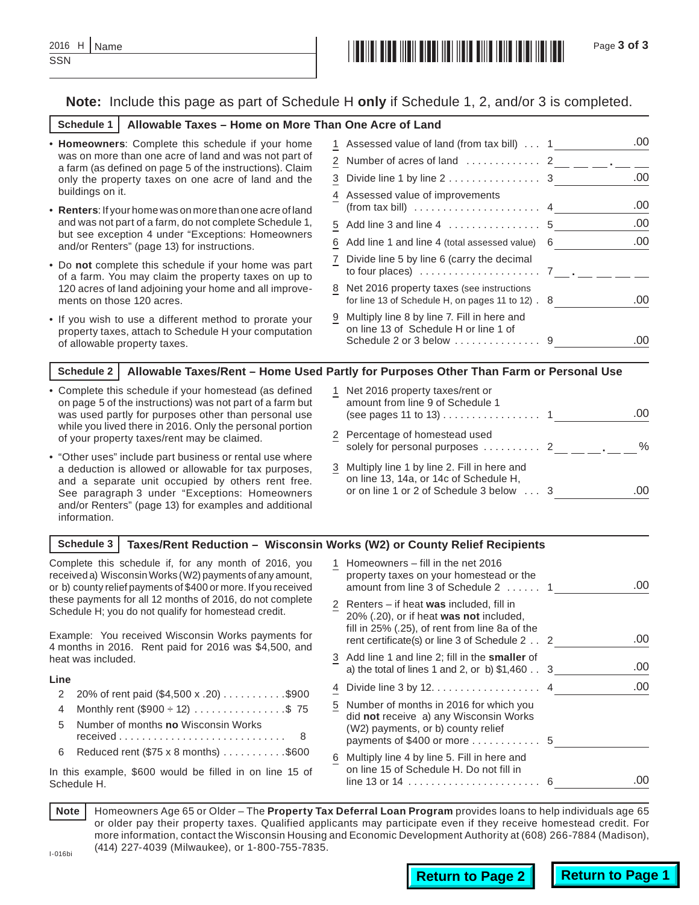2016 H Name

SSN

**Note:** Include this page as part of Schedule H **only** if Schedule 1, 2, and/or 3 is completed.

## Schedule 1 Allowable Taxes – Home on More Than One Acre of Land

- **Homeowners**: Complete this schedule if your home was on more than one acre of land and was not part of a farm (as defined on page 5 of the instructions). Claim only the property taxes on one acre of land and the buildings on it.
- **Renters**: If your home was on more than one acre of land and was not part of a farm, do not complete Schedule 1, but see exception 4 under "Exceptions: Homeowners and/or Renters" (page 13) for instructions.
- Do **not** complete this schedule if your home was part of a farm. You may claim the property taxes on up to 120 acres of land adjoining your home and all improvements on those 120 acres.
- If you wish to use a different method to prorate your property taxes, attach to Schedule H your computation of allowable property taxes.

| | | | |
|---|---|---|---|
| 1 | Assessed value of land (from tax bill) | 1 | .00 |
| 2 | Number of acres of land | 2 | __ __ __ . __ __ |
| 3 | Divide line 1 by line 2 | 3 | .00 |
| 4 | Assessed value of improvements (from tax bill) | 4 | .00 |
| 5 | Add line 3 and line 4 | 5 | .00 |
| 6 | Add line 1 and line 4 (total assessed value) | 6 | .00 |
| 7 | Divide line 5 by line 6 (carry the decimal to four places) | 7 | __ . __ __ __ __ |
| 8 | Net 2016 property taxes (see instructions for line 13 of Schedule H, on pages 11 to 12) | 8 | .00 |
| 9 | Multiply line 8 by line 7. Fill in here and on line 13 of Schedule H or line 1 of Schedule 2 or 3 below | 9 | .00 |

## Schedule 2 Allowable Taxes/Rent – Home Used Partly for Purposes Other Than Farm or Personal Use

- Complete this schedule if your homestead (as defined on page 5 of the instructions) was not part of a farm but was used partly for purposes other than personal use while you lived there in 2016. Only the personal portion of your property taxes/rent may be claimed.
- "Other uses" include part business or rental use where a deduction is allowed or allowable for tax purposes, and a separate unit occupied by others rent free. See paragraph 3 under "Exceptions: Homeowners and/or Renters" (page 13) for examples and additional information.

| | | | |
|---|---|---|---|
| 1 | Net 2016 property taxes/rent or amount from line 9 of Schedule 1 (see pages 11 to 13) | 1 | .00 |
| 2 | Percentage of homestead used solely for personal purposes | 2 | __ __ __ . __ __ % |
| 3 | Multiply line 1 by line 2. Fill in here and on line 13, 14a, or 14c of Schedule H, or on line 1 or 2 of Schedule 3 below | 3 | .00 |

## Schedule 3 Taxes/Rent Reduction – Wisconsin Works (W2) or County Relief Recipients

Complete this schedule if, for any month of 2016, you received a) Wisconsin Works (W2) payments of any amount, or b) county relief payments of $400 or more. If you received these payments for all 12 months of 2016, do not complete Schedule H; you do not qualify for homestead credit.

Example: You received Wisconsin Works payments for 4 months in 2016. Rent paid for 2016 was $4,500, and heat was included.

| Line | | |
|---|---|---|
| 2 | 20% of rent paid ($4,500 x .20) | $900 |
| 4 | Monthly rent ($900 ÷ 12) | $ 75 |
| 5 | Number of months **no** Wisconsin Works received | 8 |
| 6 | Reduced rent ($75 x 8 months) | $600 |

In this example, $600 would be filled in on line 15 of Schedule H.

| | | | |
|---|---|---|---|
| 1 | Homeowners – fill in the net 2016 property taxes on your homestead or the amount from line 3 of Schedule 2 | 1 | .00 |
| 2 | Renters – if heat **was** included, fill in 20% (.20), or if heat **was not** included, fill in 25% (.25), of rent from line 8a of the rent certificate(s) or line 3 of Schedule 2 | 2 | .00 |
| 3 | Add line 1 and line 2; fill in the **smaller** of a) the total of lines 1 and 2, or b) $1,460 | 3 | .00 |
| 4 | Divide line 3 by 12 | 4 | .00 |
| 5 | Number of months in 2016 for which you did **not** receive a) any Wisconsin Works (W2) payments, or b) county relief payments of $400 or more | 5 | |
| 6 | Multiply line 4 by line 5. Fill in here and on line 15 of Schedule H. Do not fill in line 13 or 14 | 6 | .00 |

**Note** Homeowners Age 65 or Older – The **Property Tax Deferral Loan Program** provides loans to help individuals age 65 or older pay their property taxes. Qualified applicants may participate even if they receive homestead credit. For more information, contact the Wisconsin Housing and Economic Development Authority at (608) 266-7884 (Madison), (414) 227-4039 (Milwaukee), or 1-800-755-7835.

I-016bi

Return to Page 2 Return to Page 1